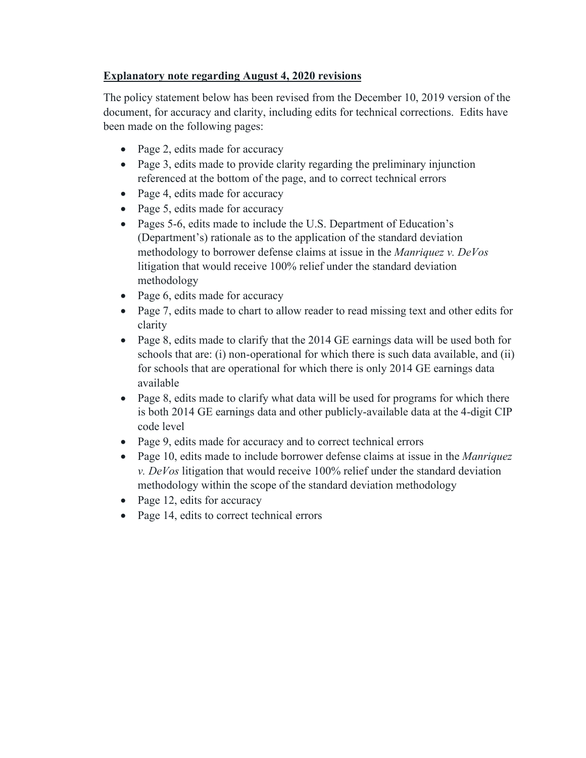**Explanatory note regarding August 4, 2020 revisions**

The policy statement below has been revised from the December 10, 2019 version of the document, for accuracy and clarity, including edits for technical corrections. Edits have been made on the following pages:

- Page 2, edits made for accuracy
- Page 3, edits made to provide clarity regarding the preliminary injunction referenced at the bottom of the page, and to correct technical errors
- Page 4, edits made for accuracy
- Page 5, edits made for accuracy
- Pages 5-6, edits made to include the U.S. Department of Education's (Department's) rationale as to the application of the standard deviation methodology to borrower defense claims at issue in the *Manriquez v. DeVos* litigation that would receive 100% relief under the standard deviation methodology
- Page 6, edits made for accuracy
- Page 7, edits made to chart to allow reader to read missing text and other edits for clarity
- Page 8, edits made to clarify that the 2014 GE earnings data will be used both for schools that are: (i) non-operational for which there is such data available, and (ii) for schools that are operational for which there is only 2014 GE earnings data available
- Page 8, edits made to clarify what data will be used for programs for which there is both 2014 GE earnings data and other publicly-available data at the 4-digit CIP code level
- Page 9, edits made for accuracy and to correct technical errors
- Page 10, edits made to include borrower defense claims at issue in the *Manriquez v. DeVos* litigation that would receive 100% relief under the standard deviation methodology within the scope of the standard deviation methodology
- Page 12, edits for accuracy
- Page 14, edits to correct technical errors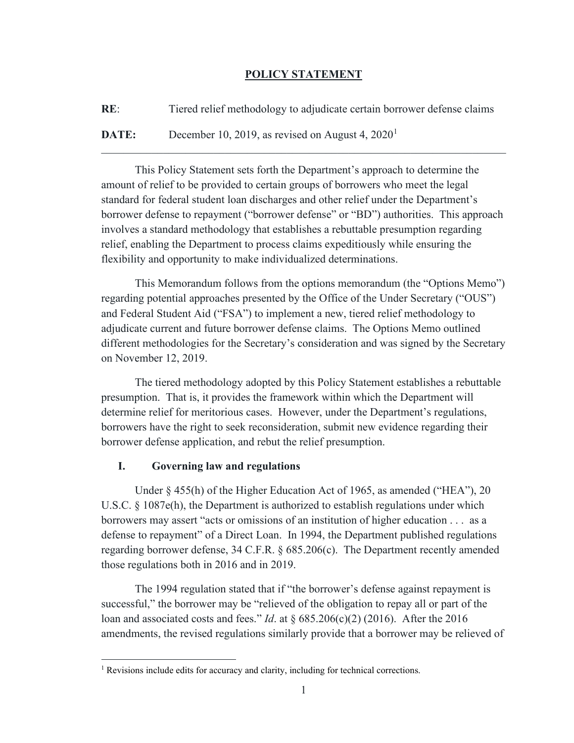## POLICY STATEMENT

**RE**: Tiered relief methodology to adjudicate certain borrower defense claims

**DATE:** December 10, 2019, as revised on August 4, 2020[1]

---

This Policy Statement sets forth the Department's approach to determine the amount of relief to be provided to certain groups of borrowers who meet the legal standard for federal student loan discharges and other relief under the Department's borrower defense to repayment ("borrower defense" or "BD") authorities. This approach involves a standard methodology that establishes a rebuttable presumption regarding relief, enabling the Department to process claims expeditiously while ensuring the flexibility and opportunity to make individualized determinations.

This Memorandum follows from the options memorandum (the "Options Memo") regarding potential approaches presented by the Office of the Under Secretary ("OUS") and Federal Student Aid ("FSA") to implement a new, tiered relief methodology to adjudicate current and future borrower defense claims. The Options Memo outlined different methodologies for the Secretary's consideration and was signed by the Secretary on November 12, 2019.

The tiered methodology adopted by this Policy Statement establishes a rebuttable presumption. That is, it provides the framework within which the Department will determine relief for meritorious cases. However, under the Department's regulations, borrowers have the right to seek reconsideration, submit new evidence regarding their borrower defense application, and rebut the relief presumption.

### I. Governing law and regulations

Under § 455(h) of the Higher Education Act of 1965, as amended ("HEA"), 20 U.S.C. § 1087e(h), the Department is authorized to establish regulations under which borrowers may assert "acts or omissions of an institution of higher education . . . as a defense to repayment" of a Direct Loan. In 1994, the Department published regulations regarding borrower defense, 34 C.F.R. § 685.206(c). The Department recently amended those regulations both in 2016 and in 2019.

The 1994 regulation stated that if "the borrower's defense against repayment is successful," the borrower may be "relieved of the obligation to repay all or part of the loan and associated costs and fees." *Id*. at § 685.206(c)(2) (2016). After the 2016 amendments, the revised regulations similarly provide that a borrower may be relieved of

---

[1] Revisions include edits for accuracy and clarity, including for technical corrections.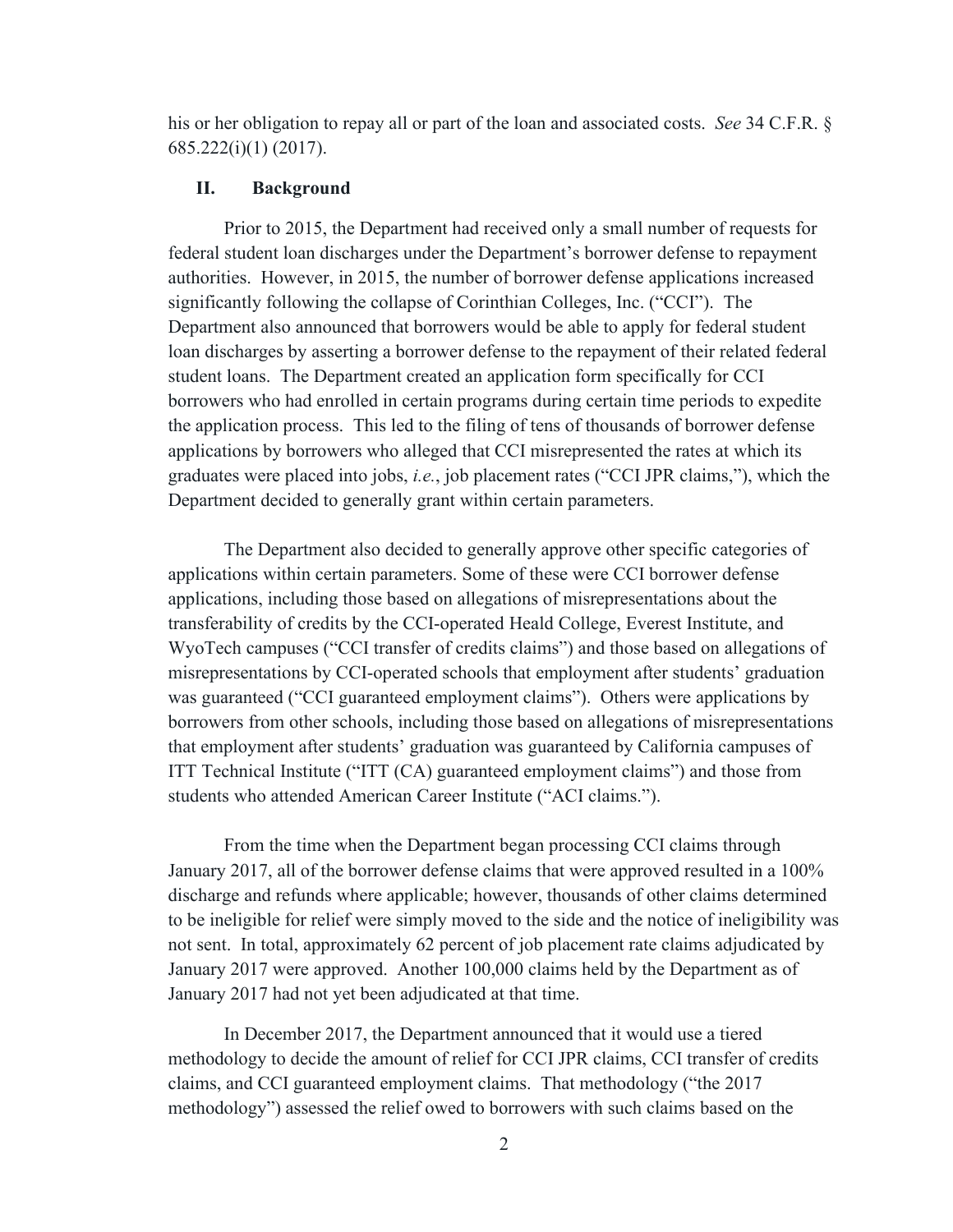his or her obligation to repay all or part of the loan and associated costs. *See* 34 C.F.R. § 685.222(i)(1) (2017).

## II. Background

Prior to 2015, the Department had received only a small number of requests for federal student loan discharges under the Department's borrower defense to repayment authorities. However, in 2015, the number of borrower defense applications increased significantly following the collapse of Corinthian Colleges, Inc. ("CCI"). The Department also announced that borrowers would be able to apply for federal student loan discharges by asserting a borrower defense to the repayment of their related federal student loans. The Department created an application form specifically for CCI borrowers who had enrolled in certain programs during certain time periods to expedite the application process. This led to the filing of tens of thousands of borrower defense applications by borrowers who alleged that CCI misrepresented the rates at which its graduates were placed into jobs, *i.e.*, job placement rates ("CCI JPR claims,"), which the Department decided to generally grant within certain parameters.

The Department also decided to generally approve other specific categories of applications within certain parameters. Some of these were CCI borrower defense applications, including those based on allegations of misrepresentations about the transferability of credits by the CCI-operated Heald College, Everest Institute, and WyoTech campuses ("CCI transfer of credits claims") and those based on allegations of misrepresentations by CCI-operated schools that employment after students' graduation was guaranteed ("CCI guaranteed employment claims"). Others were applications by borrowers from other schools, including those based on allegations of misrepresentations that employment after students' graduation was guaranteed by California campuses of ITT Technical Institute ("ITT (CA) guaranteed employment claims") and those from students who attended American Career Institute ("ACI claims.").

From the time when the Department began processing CCI claims through January 2017, all of the borrower defense claims that were approved resulted in a 100% discharge and refunds where applicable; however, thousands of other claims determined to be ineligible for relief were simply moved to the side and the notice of ineligibility was not sent. In total, approximately 62 percent of job placement rate claims adjudicated by January 2017 were approved. Another 100,000 claims held by the Department as of January 2017 had not yet been adjudicated at that time.

In December 2017, the Department announced that it would use a tiered methodology to decide the amount of relief for CCI JPR claims, CCI transfer of credits claims, and CCI guaranteed employment claims. That methodology ("the 2017 methodology") assessed the relief owed to borrowers with such claims based on the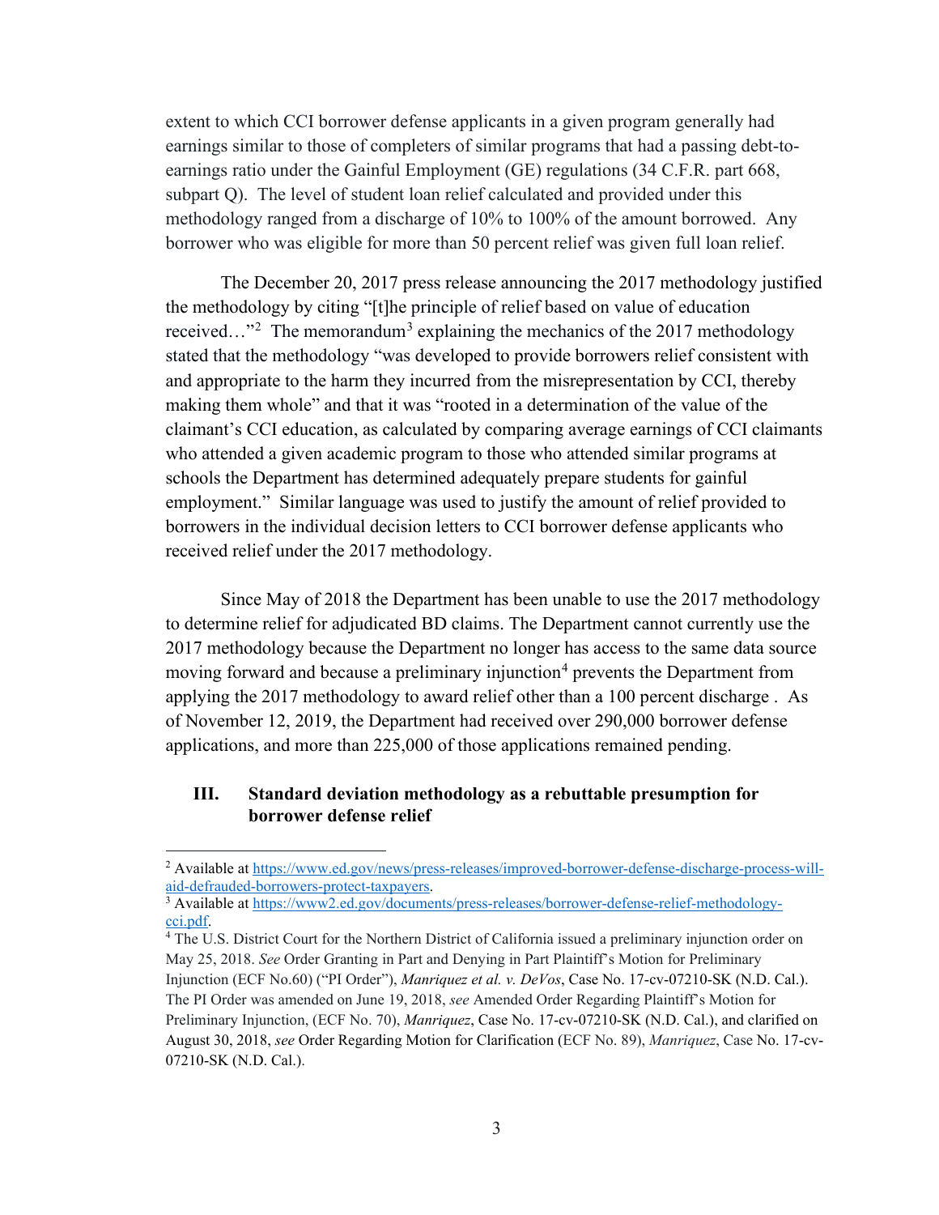extent to which CCI borrower defense applicants in a given program generally had earnings similar to those of completers of similar programs that had a passing debt-to-earnings ratio under the Gainful Employment (GE) regulations (34 C.F.R. part 668, subpart Q). The level of student loan relief calculated and provided under this methodology ranged from a discharge of 10% to 100% of the amount borrowed. Any borrower who was eligible for more than 50 percent relief was given full loan relief.

The December 20, 2017 press release announcing the 2017 methodology justified the methodology by citing "[t]he principle of relief based on value of education received…"[2] The memorandum[3] explaining the mechanics of the 2017 methodology stated that the methodology "was developed to provide borrowers relief consistent with and appropriate to the harm they incurred from the misrepresentation by CCI, thereby making them whole" and that it was "rooted in a determination of the value of the claimant's CCI education, as calculated by comparing average earnings of CCI claimants who attended a given academic program to those who attended similar programs at schools the Department has determined adequately prepare students for gainful employment." Similar language was used to justify the amount of relief provided to borrowers in the individual decision letters to CCI borrower defense applicants who received relief under the 2017 methodology.

Since May of 2018 the Department has been unable to use the 2017 methodology to determine relief for adjudicated BD claims. The Department cannot currently use the 2017 methodology because the Department no longer has access to the same data source moving forward and because a preliminary injunction[4] prevents the Department from applying the 2017 methodology to award relief other than a 100 percent discharge . As of November 12, 2019, the Department had received over 290,000 borrower defense applications, and more than 225,000 of those applications remained pending.

## III. Standard deviation methodology as a rebuttable presumption for borrower defense relief

---

[2] Available at https://www.ed.gov/news/press-releases/improved-borrower-defense-discharge-process-will-aid-defrauded-borrowers-protect-taxpayers.

[3] Available at https://www2.ed.gov/documents/press-releases/borrower-defense-relief-methodology-cci.pdf.

[4] The U.S. District Court for the Northern District of California issued a preliminary injunction order on May 25, 2018. *See* Order Granting in Part and Denying in Part Plaintiff's Motion for Preliminary Injunction (ECF No.60) ("PI Order"), *Manriquez et al. v. DeVos*, Case No. 17-cv-07210-SK (N.D. Cal.). The PI Order was amended on June 19, 2018, *see* Amended Order Regarding Plaintiff's Motion for Preliminary Injunction, (ECF No. 70), *Manriquez*, Case No. 17-cv-07210-SK (N.D. Cal.), and clarified on August 30, 2018, *see* Order Regarding Motion for Clarification (ECF No. 89), *Manriquez*, Case No. 17-cv-07210-SK (N.D. Cal.).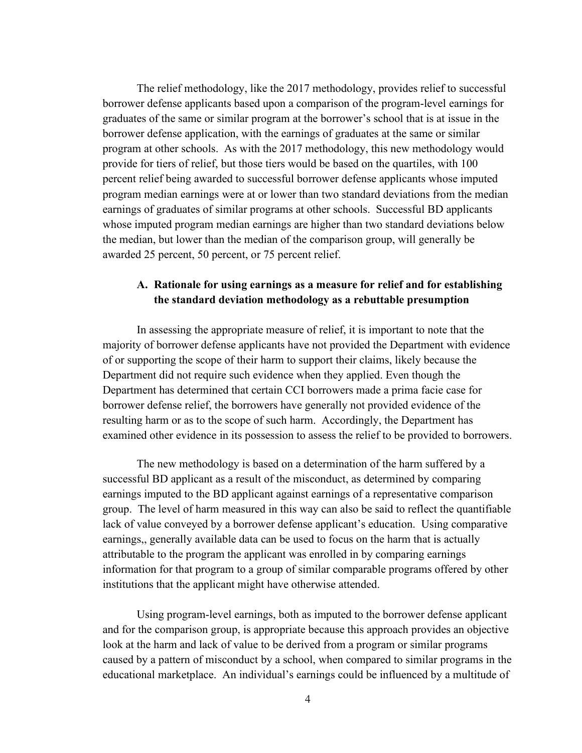The relief methodology, like the 2017 methodology, provides relief to successful borrower defense applicants based upon a comparison of the program-level earnings for graduates of the same or similar program at the borrower's school that is at issue in the borrower defense application, with the earnings of graduates at the same or similar program at other schools. As with the 2017 methodology, this new methodology would provide for tiers of relief, but those tiers would be based on the quartiles, with 100 percent relief being awarded to successful borrower defense applicants whose imputed program median earnings were at or lower than two standard deviations from the median earnings of graduates of similar programs at other schools. Successful BD applicants whose imputed program median earnings are higher than two standard deviations below the median, but lower than the median of the comparison group, will generally be awarded 25 percent, 50 percent, or 75 percent relief.

### A. Rationale for using earnings as a measure for relief and for establishing the standard deviation methodology as a rebuttable presumption

In assessing the appropriate measure of relief, it is important to note that the majority of borrower defense applicants have not provided the Department with evidence of or supporting the scope of their harm to support their claims, likely because the Department did not require such evidence when they applied. Even though the Department has determined that certain CCI borrowers made a prima facie case for borrower defense relief, the borrowers have generally not provided evidence of the resulting harm or as to the scope of such harm. Accordingly, the Department has examined other evidence in its possession to assess the relief to be provided to borrowers.

The new methodology is based on a determination of the harm suffered by a successful BD applicant as a result of the misconduct, as determined by comparing earnings imputed to the BD applicant against earnings of a representative comparison group. The level of harm measured in this way can also be said to reflect the quantifiable lack of value conveyed by a borrower defense applicant's education. Using comparative earnings,, generally available data can be used to focus on the harm that is actually attributable to the program the applicant was enrolled in by comparing earnings information for that program to a group of similar comparable programs offered by other institutions that the applicant might have otherwise attended.

Using program-level earnings, both as imputed to the borrower defense applicant and for the comparison group, is appropriate because this approach provides an objective look at the harm and lack of value to be derived from a program or similar programs caused by a pattern of misconduct by a school, when compared to similar programs in the educational marketplace. An individual's earnings could be influenced by a multitude of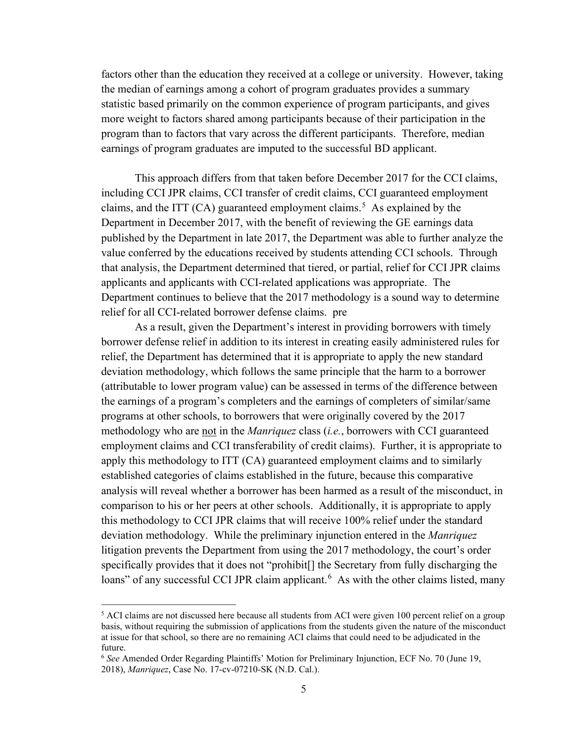factors other than the education they received at a college or university. However, taking the median of earnings among a cohort of program graduates provides a summary statistic based primarily on the common experience of program participants, and gives more weight to factors shared among participants because of their participation in the program than to factors that vary across the different participants. Therefore, median earnings of program graduates are imputed to the successful BD applicant.

This approach differs from that taken before December 2017 for the CCI claims, including CCI JPR claims, CCI transfer of credit claims, CCI guaranteed employment claims, and the ITT (CA) guaranteed employment claims.[5] As explained by the Department in December 2017, with the benefit of reviewing the GE earnings data published by the Department in late 2017, the Department was able to further analyze the value conferred by the educations received by students attending CCI schools. Through that analysis, the Department determined that tiered, or partial, relief for CCI JPR claims applicants and applicants with CCI-related applications was appropriate. The Department continues to believe that the 2017 methodology is a sound way to determine relief for all CCI-related borrower defense claims. pre

As a result, given the Department's interest in providing borrowers with timely borrower defense relief in addition to its interest in creating easily administered rules for relief, the Department has determined that it is appropriate to apply the new standard deviation methodology, which follows the same principle that the harm to a borrower (attributable to lower program value) can be assessed in terms of the difference between the earnings of a program's completers and the earnings of completers of similar/same programs at other schools, to borrowers that were originally covered by the 2017 methodology who are not in the *Manriquez* class (*i.e.*, borrowers with CCI guaranteed employment claims and CCI transferability of credit claims). Further, it is appropriate to apply this methodology to ITT (CA) guaranteed employment claims and to similarly established categories of claims established in the future, because this comparative analysis will reveal whether a borrower has been harmed as a result of the misconduct, in comparison to his or her peers at other schools. Additionally, it is appropriate to apply this methodology to CCI JPR claims that will receive 100% relief under the standard deviation methodology. While the preliminary injunction entered in the *Manriquez* litigation prevents the Department from using the 2017 methodology, the court's order specifically provides that it does not "prohibit[] the Secretary from fully discharging the loans" of any successful CCI JPR claim applicant.[6] As with the other claims listed, many

---

[5] ACI claims are not discussed here because all students from ACI were given 100 percent relief on a group basis, without requiring the submission of applications from the students given the nature of the misconduct at issue for that school, so there are no remaining ACI claims that could need to be adjudicated in the future.

[6] *See* Amended Order Regarding Plaintiffs' Motion for Preliminary Injunction, ECF No. 70 (June 19, 2018), *Manriquez*, Case No. 17-cv-07210-SK (N.D. Cal.).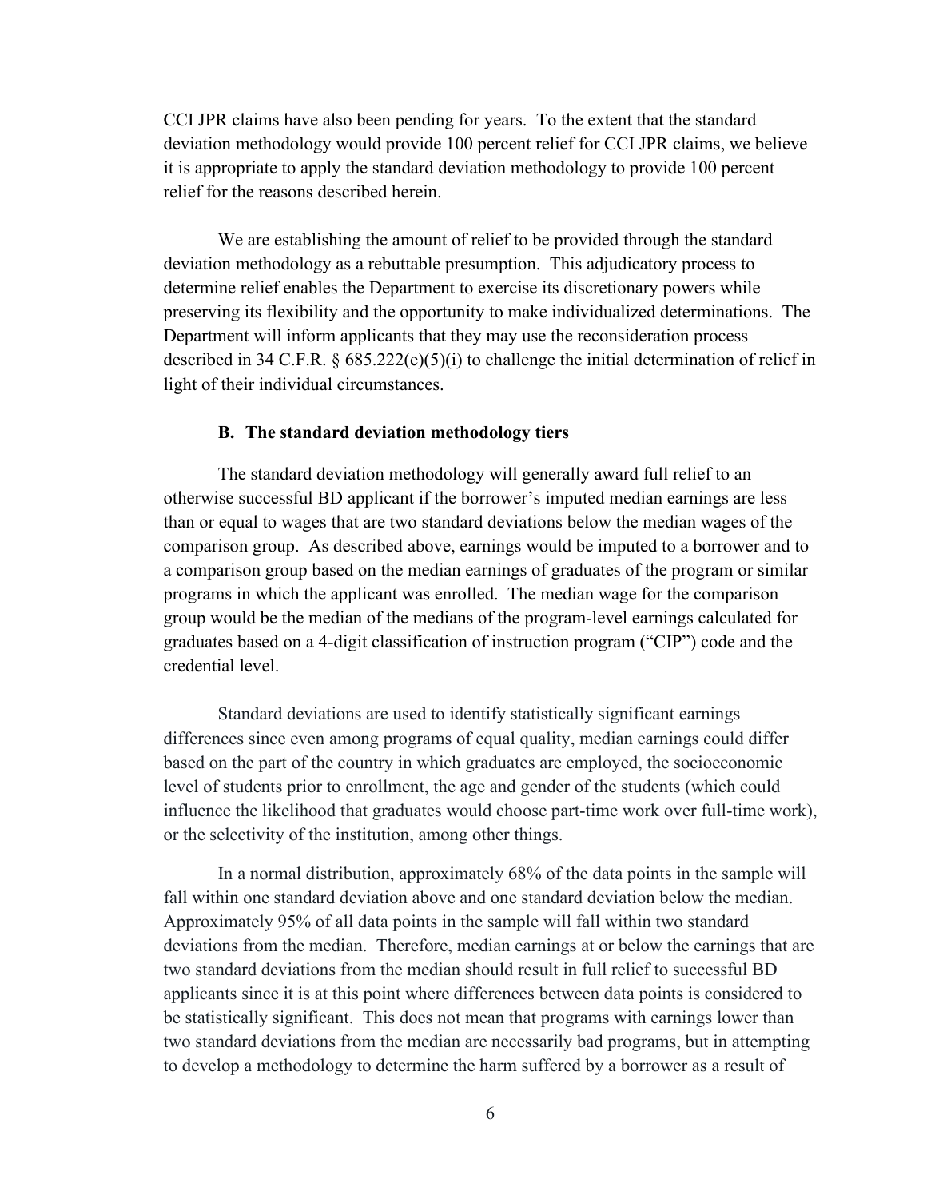CCI JPR claims have also been pending for years. To the extent that the standard deviation methodology would provide 100 percent relief for CCI JPR claims, we believe it is appropriate to apply the standard deviation methodology to provide 100 percent relief for the reasons described herein.

We are establishing the amount of relief to be provided through the standard deviation methodology as a rebuttable presumption. This adjudicatory process to determine relief enables the Department to exercise its discretionary powers while preserving its flexibility and the opportunity to make individualized determinations. The Department will inform applicants that they may use the reconsideration process described in 34 C.F.R. § 685.222(e)(5)(i) to challenge the initial determination of relief in light of their individual circumstances.

### B. The standard deviation methodology tiers

The standard deviation methodology will generally award full relief to an otherwise successful BD applicant if the borrower's imputed median earnings are less than or equal to wages that are two standard deviations below the median wages of the comparison group. As described above, earnings would be imputed to a borrower and to a comparison group based on the median earnings of graduates of the program or similar programs in which the applicant was enrolled. The median wage for the comparison group would be the median of the medians of the program-level earnings calculated for graduates based on a 4-digit classification of instruction program ("CIP") code and the credential level.

Standard deviations are used to identify statistically significant earnings differences since even among programs of equal quality, median earnings could differ based on the part of the country in which graduates are employed, the socioeconomic level of students prior to enrollment, the age and gender of the students (which could influence the likelihood that graduates would choose part-time work over full-time work), or the selectivity of the institution, among other things.

In a normal distribution, approximately 68% of the data points in the sample will fall within one standard deviation above and one standard deviation below the median. Approximately 95% of all data points in the sample will fall within two standard deviations from the median. Therefore, median earnings at or below the earnings that are two standard deviations from the median should result in full relief to successful BD applicants since it is at this point where differences between data points is considered to be statistically significant. This does not mean that programs with earnings lower than two standard deviations from the median are necessarily bad programs, but in attempting to develop a methodology to determine the harm suffered by a borrower as a result of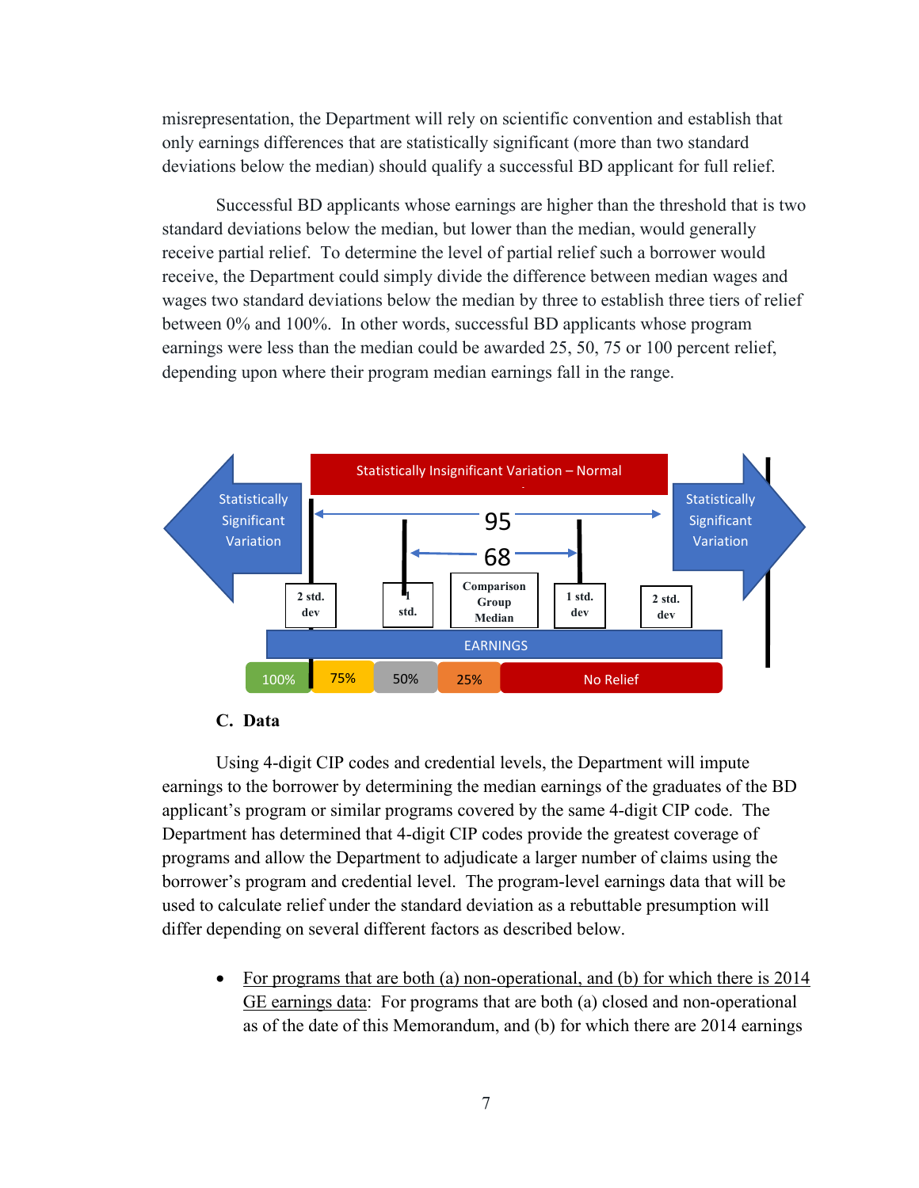misrepresentation, the Department will rely on scientific convention and establish that only earnings differences that are statistically significant (more than two standard deviations below the median) should qualify a successful BD applicant for full relief.

Successful BD applicants whose earnings are higher than the threshold that is two standard deviations below the median, but lower than the median, would generally receive partial relief. To determine the level of partial relief such a borrower would receive, the Department could simply divide the difference between median wages and wages two standard deviations below the median by three to establish three tiers of relief between 0% and 100%. In other words, successful BD applicants whose program earnings were less than the median could be awarded 25, 50, 75 or 100 percent relief, depending upon where their program median earnings fall in the range.

Statistically Insignificant Variation – Normal

Statistically Significant Variation | 95 | 68 | Statistically Significant Variation

2 std. dev | 1 std. | Comparison Group Median | 1 std. dev | 2 std. dev

EARNINGS

100% | 75% | 50% | 25% | No Relief

### C. Data

Using 4-digit CIP codes and credential levels, the Department will impute earnings to the borrower by determining the median earnings of the graduates of the BD applicant's program or similar programs covered by the same 4-digit CIP code. The Department has determined that 4-digit CIP codes provide the greatest coverage of programs and allow the Department to adjudicate a larger number of claims using the borrower's program and credential level. The program-level earnings data that will be used to calculate relief under the standard deviation as a rebuttable presumption will differ depending on several different factors as described below.

- <u>For programs that are both (a) non-operational, and (b) for which there is 2014 GE earnings data</u>: For programs that are both (a) closed and non-operational as of the date of this Memorandum, and (b) for which there are 2014 earnings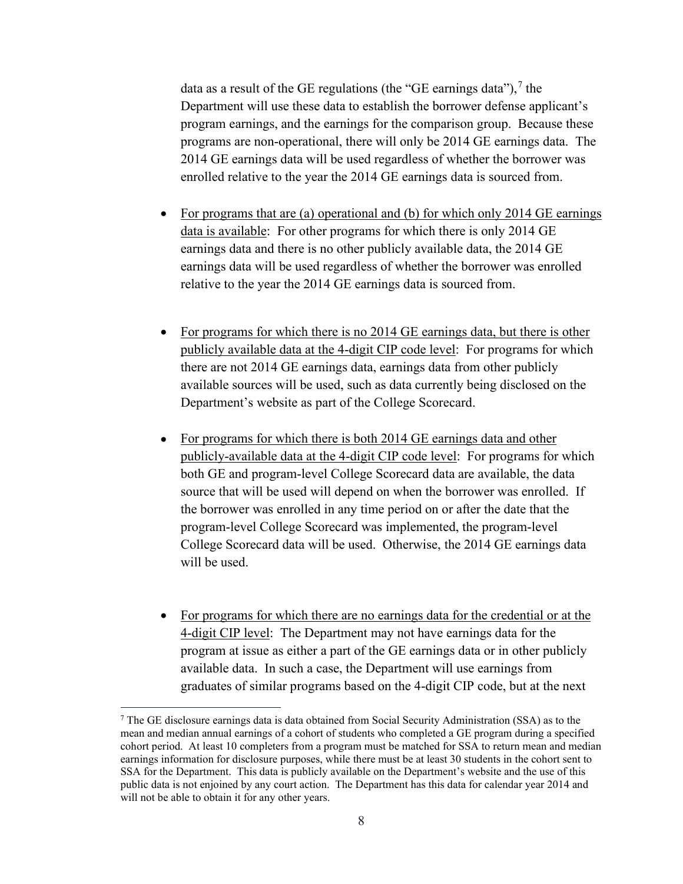data as a result of the GE regulations (the "GE earnings data"),[7] the Department will use these data to establish the borrower defense applicant's program earnings, and the earnings for the comparison group. Because these programs are non-operational, there will only be 2014 GE earnings data. The 2014 GE earnings data will be used regardless of whether the borrower was enrolled relative to the year the 2014 GE earnings data is sourced from.

- <u>For programs that are (a) operational and (b) for which only 2014 GE earnings data is available</u>: For other programs for which there is only 2014 GE earnings data and there is no other publicly available data, the 2014 GE earnings data will be used regardless of whether the borrower was enrolled relative to the year the 2014 GE earnings data is sourced from.

- <u>For programs for which there is no 2014 GE earnings data, but there is other publicly available data at the 4-digit CIP code level</u>: For programs for which there are not 2014 GE earnings data, earnings data from other publicly available sources will be used, such as data currently being disclosed on the Department's website as part of the College Scorecard.

- <u>For programs for which there is both 2014 GE earnings data and other publicly-available data at the 4-digit CIP code level</u>: For programs for which both GE and program-level College Scorecard data are available, the data source that will be used will depend on when the borrower was enrolled. If the borrower was enrolled in any time period on or after the date that the program-level College Scorecard was implemented, the program-level College Scorecard data will be used. Otherwise, the 2014 GE earnings data will be used.

- <u>For programs for which there are no earnings data for the credential or at the 4-digit CIP level</u>: The Department may not have earnings data for the program at issue as either a part of the GE earnings data or in other publicly available data. In such a case, the Department will use earnings from graduates of similar programs based on the 4-digit CIP code, but at the next

[7] The GE disclosure earnings data is data obtained from Social Security Administration (SSA) as to the mean and median annual earnings of a cohort of students who completed a GE program during a specified cohort period. At least 10 completers from a program must be matched for SSA to return mean and median earnings information for disclosure purposes, while there must be at least 30 students in the cohort sent to SSA for the Department. This data is publicly available on the Department's website and the use of this public data is not enjoined by any court action. The Department has this data for calendar year 2014 and will not be able to obtain it for any other years.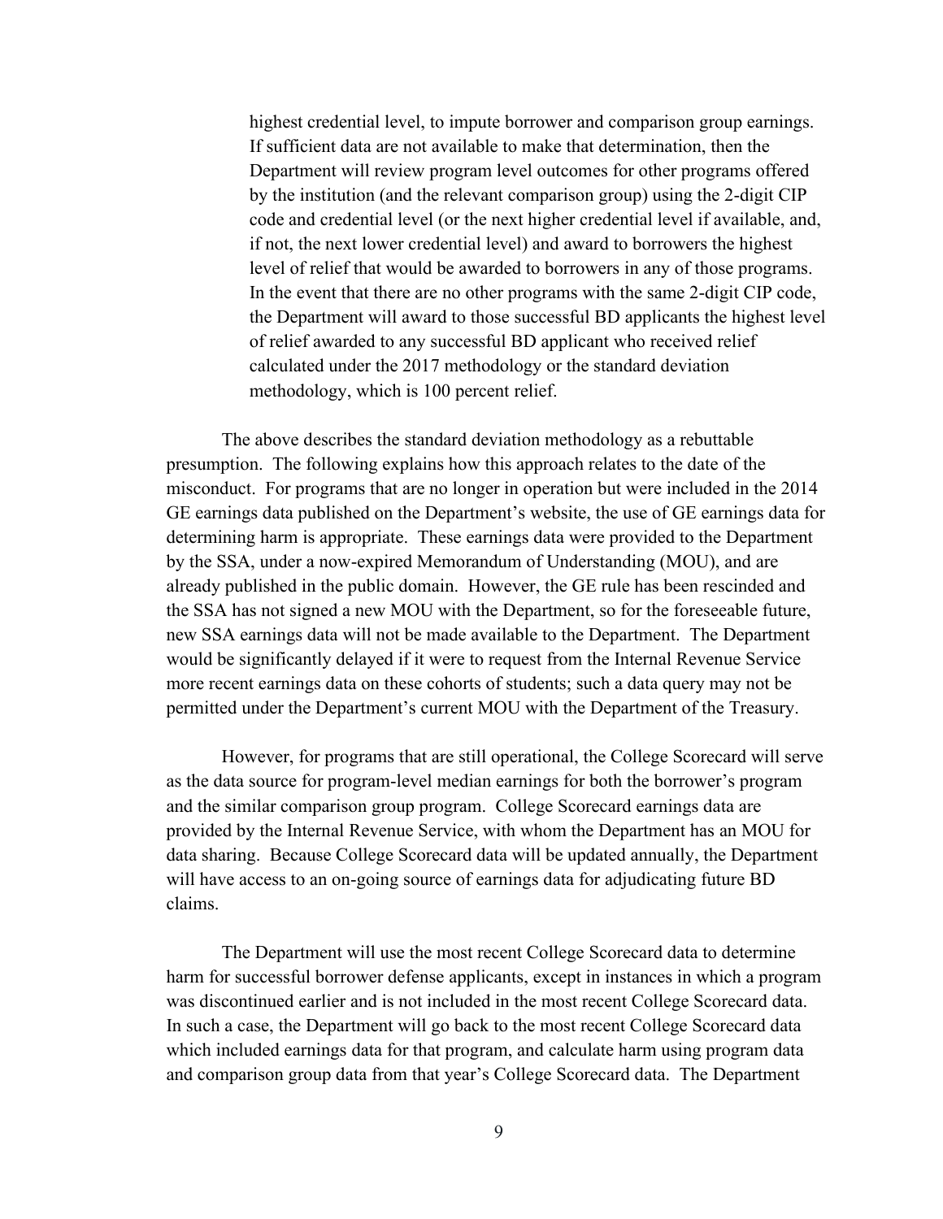> highest credential level, to impute borrower and comparison group earnings. If sufficient data are not available to make that determination, then the Department will review program level outcomes for other programs offered by the institution (and the relevant comparison group) using the 2-digit CIP code and credential level (or the next higher credential level if available, and, if not, the next lower credential level) and award to borrowers the highest level of relief that would be awarded to borrowers in any of those programs. In the event that there are no other programs with the same 2-digit CIP code, the Department will award to those successful BD applicants the highest level of relief awarded to any successful BD applicant who received relief calculated under the 2017 methodology or the standard deviation methodology, which is 100 percent relief.

The above describes the standard deviation methodology as a rebuttable presumption. The following explains how this approach relates to the date of the misconduct. For programs that are no longer in operation but were included in the 2014 GE earnings data published on the Department's website, the use of GE earnings data for determining harm is appropriate. These earnings data were provided to the Department by the SSA, under a now-expired Memorandum of Understanding (MOU), and are already published in the public domain. However, the GE rule has been rescinded and the SSA has not signed a new MOU with the Department, so for the foreseeable future, new SSA earnings data will not be made available to the Department. The Department would be significantly delayed if it were to request from the Internal Revenue Service more recent earnings data on these cohorts of students; such a data query may not be permitted under the Department's current MOU with the Department of the Treasury.

However, for programs that are still operational, the College Scorecard will serve as the data source for program-level median earnings for both the borrower's program and the similar comparison group program. College Scorecard earnings data are provided by the Internal Revenue Service, with whom the Department has an MOU for data sharing. Because College Scorecard data will be updated annually, the Department will have access to an on-going source of earnings data for adjudicating future BD claims.

The Department will use the most recent College Scorecard data to determine harm for successful borrower defense applicants, except in instances in which a program was discontinued earlier and is not included in the most recent College Scorecard data. In such a case, the Department will go back to the most recent College Scorecard data which included earnings data for that program, and calculate harm using program data and comparison group data from that year's College Scorecard data. The Department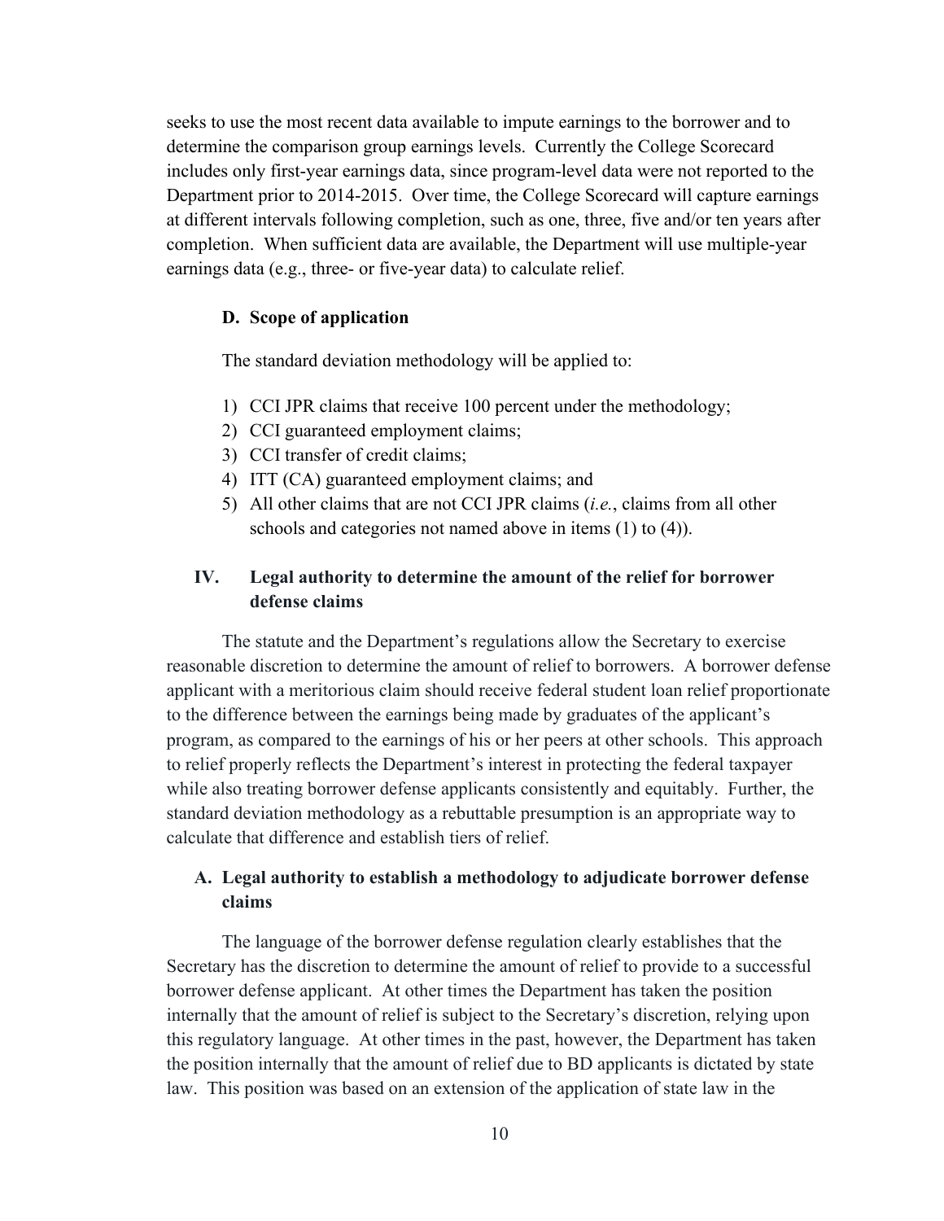seeks to use the most recent data available to impute earnings to the borrower and to determine the comparison group earnings levels. Currently the College Scorecard includes only first-year earnings data, since program-level data were not reported to the Department prior to 2014-2015. Over time, the College Scorecard will capture earnings at different intervals following completion, such as one, three, five and/or ten years after completion. When sufficient data are available, the Department will use multiple-year earnings data (e.g., three- or five-year data) to calculate relief.

### D. Scope of application

The standard deviation methodology will be applied to:

1) CCI JPR claims that receive 100 percent under the methodology;
2) CCI guaranteed employment claims;
3) CCI transfer of credit claims;
4) ITT (CA) guaranteed employment claims; and
5) All other claims that are not CCI JPR claims (*i.e.*, claims from all other schools and categories not named above in items (1) to (4)).

## IV. Legal authority to determine the amount of the relief for borrower defense claims

The statute and the Department's regulations allow the Secretary to exercise reasonable discretion to determine the amount of relief to borrowers. A borrower defense applicant with a meritorious claim should receive federal student loan relief proportionate to the difference between the earnings being made by graduates of the applicant's program, as compared to the earnings of his or her peers at other schools. This approach to relief properly reflects the Department's interest in protecting the federal taxpayer while also treating borrower defense applicants consistently and equitably. Further, the standard deviation methodology as a rebuttable presumption is an appropriate way to calculate that difference and establish tiers of relief.

### A. Legal authority to establish a methodology to adjudicate borrower defense claims

The language of the borrower defense regulation clearly establishes that the Secretary has the discretion to determine the amount of relief to provide to a successful borrower defense applicant. At other times the Department has taken the position internally that the amount of relief is subject to the Secretary's discretion, relying upon this regulatory language. At other times in the past, however, the Department has taken the position internally that the amount of relief due to BD applicants is dictated by state law. This position was based on an extension of the application of state law in the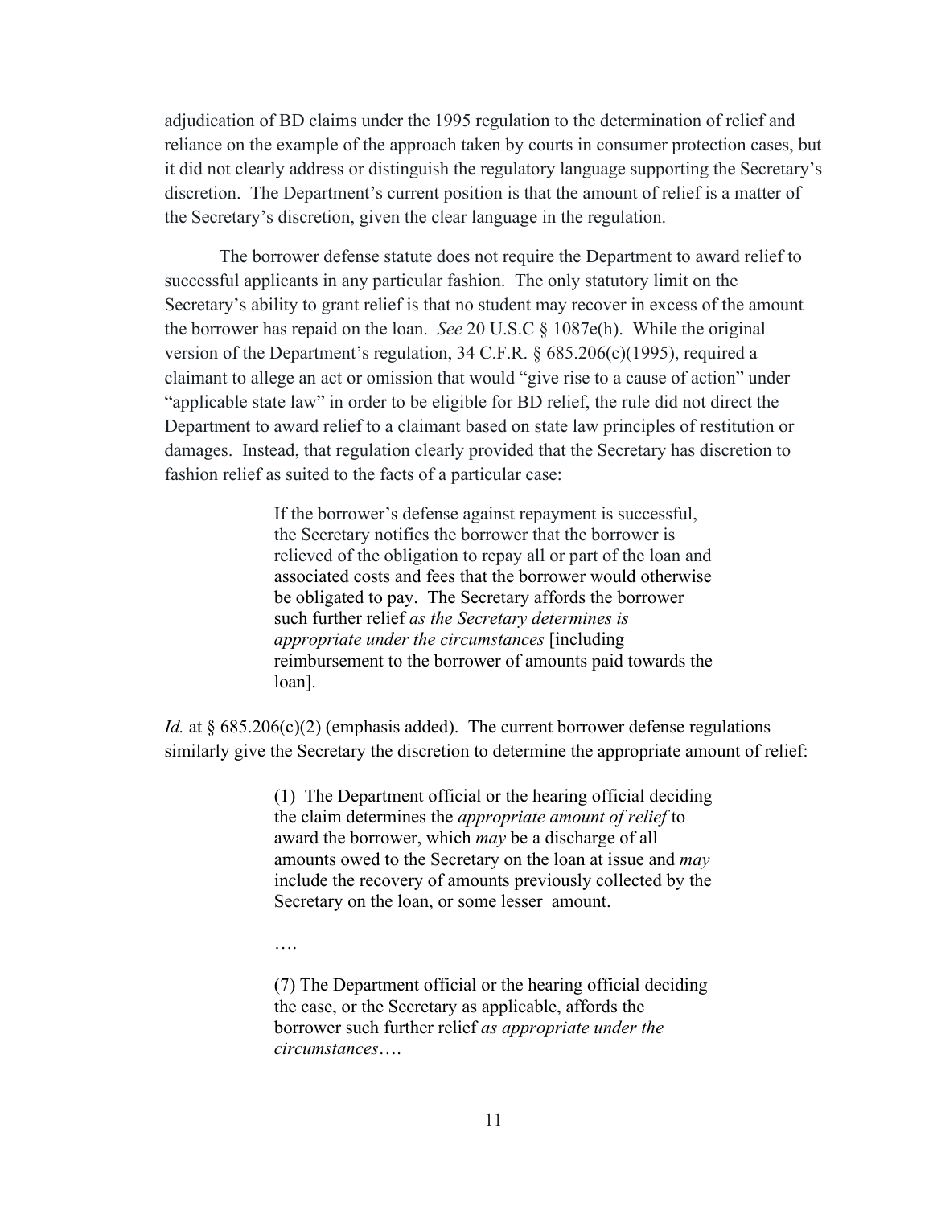adjudication of BD claims under the 1995 regulation to the determination of relief and reliance on the example of the approach taken by courts in consumer protection cases, but it did not clearly address or distinguish the regulatory language supporting the Secretary's discretion. The Department's current position is that the amount of relief is a matter of the Secretary's discretion, given the clear language in the regulation.

The borrower defense statute does not require the Department to award relief to successful applicants in any particular fashion. The only statutory limit on the Secretary's ability to grant relief is that no student may recover in excess of the amount the borrower has repaid on the loan. *See* 20 U.S.C § 1087e(h). While the original version of the Department's regulation, 34 C.F.R. § 685.206(c)(1995), required a claimant to allege an act or omission that would "give rise to a cause of action" under "applicable state law" in order to be eligible for BD relief, the rule did not direct the Department to award relief to a claimant based on state law principles of restitution or damages. Instead, that regulation clearly provided that the Secretary has discretion to fashion relief as suited to the facts of a particular case:

> If the borrower's defense against repayment is successful, the Secretary notifies the borrower that the borrower is relieved of the obligation to repay all or part of the loan and associated costs and fees that the borrower would otherwise be obligated to pay. The Secretary affords the borrower such further relief *as the Secretary determines is appropriate under the circumstances* [including reimbursement to the borrower of amounts paid towards the loan].

*Id.* at § 685.206(c)(2) (emphasis added). The current borrower defense regulations similarly give the Secretary the discretion to determine the appropriate amount of relief:

> (1) The Department official or the hearing official deciding the claim determines the *appropriate amount of relief* to award the borrower, which *may* be a discharge of all amounts owed to the Secretary on the loan at issue and *may* include the recovery of amounts previously collected by the Secretary on the loan, or some lesser amount.
>
> ….
>
> (7) The Department official or the hearing official deciding the case, or the Secretary as applicable, affords the borrower such further relief *as appropriate under the circumstances*….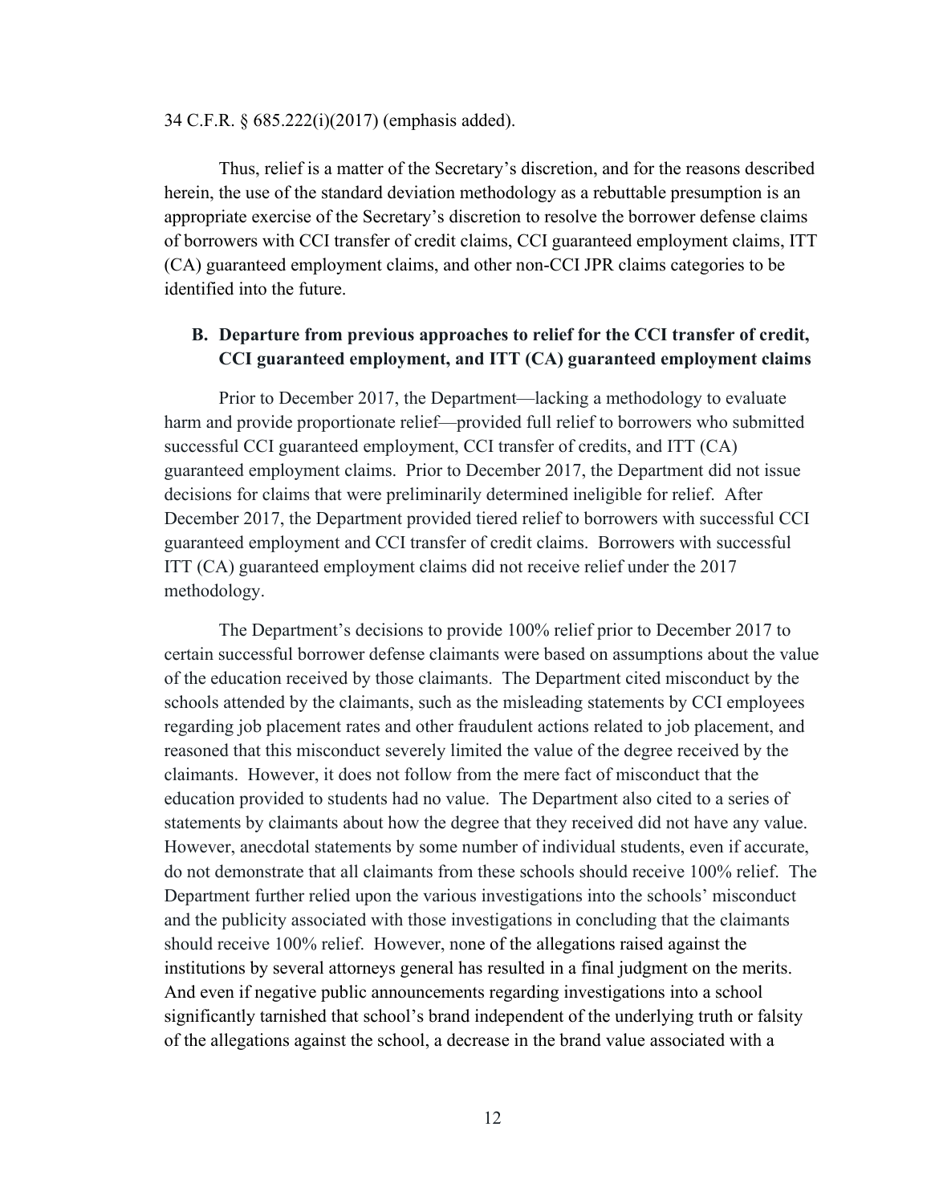34 C.F.R. § 685.222(i)(2017) (emphasis added).

Thus, relief is a matter of the Secretary's discretion, and for the reasons described herein, the use of the standard deviation methodology as a rebuttable presumption is an appropriate exercise of the Secretary's discretion to resolve the borrower defense claims of borrowers with CCI transfer of credit claims, CCI guaranteed employment claims, ITT (CA) guaranteed employment claims, and other non-CCI JPR claims categories to be identified into the future.

## B. Departure from previous approaches to relief for the CCI transfer of credit, CCI guaranteed employment, and ITT (CA) guaranteed employment claims

Prior to December 2017, the Department—lacking a methodology to evaluate harm and provide proportionate relief—provided full relief to borrowers who submitted successful CCI guaranteed employment, CCI transfer of credits, and ITT (CA) guaranteed employment claims. Prior to December 2017, the Department did not issue decisions for claims that were preliminarily determined ineligible for relief. After December 2017, the Department provided tiered relief to borrowers with successful CCI guaranteed employment and CCI transfer of credit claims. Borrowers with successful ITT (CA) guaranteed employment claims did not receive relief under the 2017 methodology.

The Department's decisions to provide 100% relief prior to December 2017 to certain successful borrower defense claimants were based on assumptions about the value of the education received by those claimants. The Department cited misconduct by the schools attended by the claimants, such as the misleading statements by CCI employees regarding job placement rates and other fraudulent actions related to job placement, and reasoned that this misconduct severely limited the value of the degree received by the claimants. However, it does not follow from the mere fact of misconduct that the education provided to students had no value. The Department also cited to a series of statements by claimants about how the degree that they received did not have any value. However, anecdotal statements by some number of individual students, even if accurate, do not demonstrate that all claimants from these schools should receive 100% relief. The Department further relied upon the various investigations into the schools' misconduct and the publicity associated with those investigations in concluding that the claimants should receive 100% relief. However, none of the allegations raised against the institutions by several attorneys general has resulted in a final judgment on the merits. And even if negative public announcements regarding investigations into a school significantly tarnished that school's brand independent of the underlying truth or falsity of the allegations against the school, a decrease in the brand value associated with a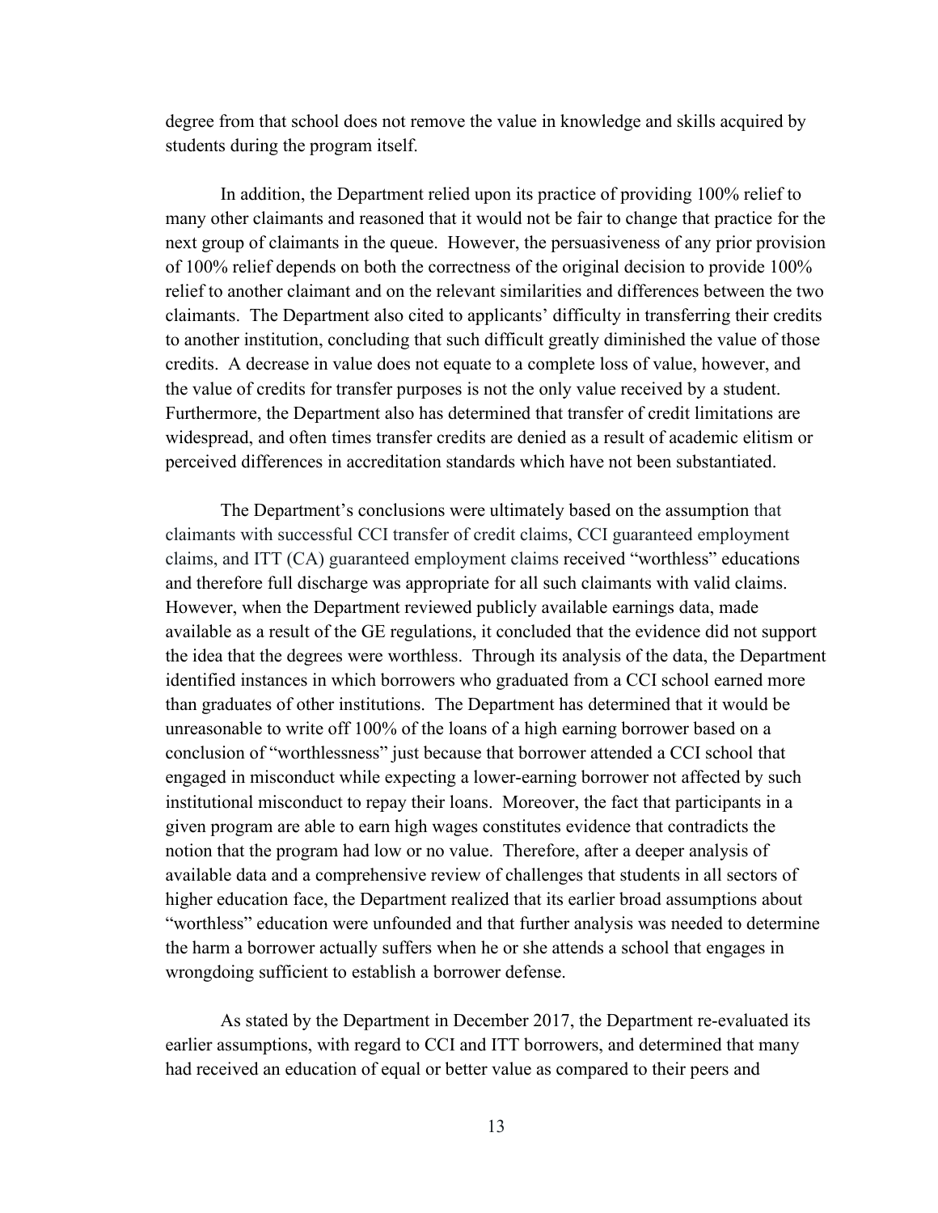degree from that school does not remove the value in knowledge and skills acquired by students during the program itself.

In addition, the Department relied upon its practice of providing 100% relief to many other claimants and reasoned that it would not be fair to change that practice for the next group of claimants in the queue. However, the persuasiveness of any prior provision of 100% relief depends on both the correctness of the original decision to provide 100% relief to another claimant and on the relevant similarities and differences between the two claimants. The Department also cited to applicants' difficulty in transferring their credits to another institution, concluding that such difficult greatly diminished the value of those credits. A decrease in value does not equate to a complete loss of value, however, and the value of credits for transfer purposes is not the only value received by a student. Furthermore, the Department also has determined that transfer of credit limitations are widespread, and often times transfer credits are denied as a result of academic elitism or perceived differences in accreditation standards which have not been substantiated.

The Department's conclusions were ultimately based on the assumption that claimants with successful CCI transfer of credit claims, CCI guaranteed employment claims, and ITT (CA) guaranteed employment claims received "worthless" educations and therefore full discharge was appropriate for all such claimants with valid claims. However, when the Department reviewed publicly available earnings data, made available as a result of the GE regulations, it concluded that the evidence did not support the idea that the degrees were worthless. Through its analysis of the data, the Department identified instances in which borrowers who graduated from a CCI school earned more than graduates of other institutions. The Department has determined that it would be unreasonable to write off 100% of the loans of a high earning borrower based on a conclusion of "worthlessness" just because that borrower attended a CCI school that engaged in misconduct while expecting a lower-earning borrower not affected by such institutional misconduct to repay their loans. Moreover, the fact that participants in a given program are able to earn high wages constitutes evidence that contradicts the notion that the program had low or no value. Therefore, after a deeper analysis of available data and a comprehensive review of challenges that students in all sectors of higher education face, the Department realized that its earlier broad assumptions about "worthless" education were unfounded and that further analysis was needed to determine the harm a borrower actually suffers when he or she attends a school that engages in wrongdoing sufficient to establish a borrower defense.

As stated by the Department in December 2017, the Department re-evaluated its earlier assumptions, with regard to CCI and ITT borrowers, and determined that many had received an education of equal or better value as compared to their peers and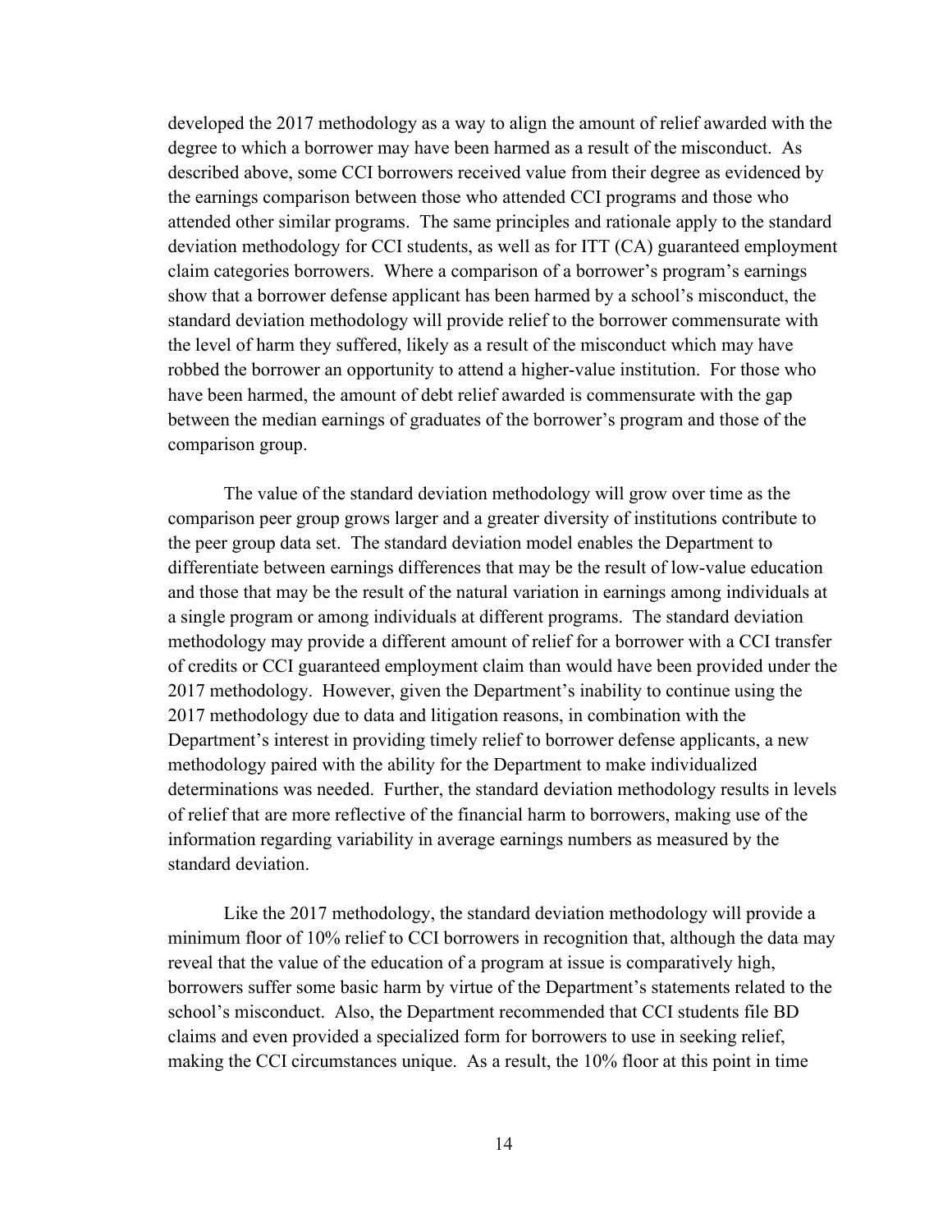developed the 2017 methodology as a way to align the amount of relief awarded with the degree to which a borrower may have been harmed as a result of the misconduct. As described above, some CCI borrowers received value from their degree as evidenced by the earnings comparison between those who attended CCI programs and those who attended other similar programs. The same principles and rationale apply to the standard deviation methodology for CCI students, as well as for ITT (CA) guaranteed employment claim categories borrowers. Where a comparison of a borrower's program's earnings show that a borrower defense applicant has been harmed by a school's misconduct, the standard deviation methodology will provide relief to the borrower commensurate with the level of harm they suffered, likely as a result of the misconduct which may have robbed the borrower an opportunity to attend a higher-value institution. For those who have been harmed, the amount of debt relief awarded is commensurate with the gap between the median earnings of graduates of the borrower's program and those of the comparison group.

The value of the standard deviation methodology will grow over time as the comparison peer group grows larger and a greater diversity of institutions contribute to the peer group data set. The standard deviation model enables the Department to differentiate between earnings differences that may be the result of low-value education and those that may be the result of the natural variation in earnings among individuals at a single program or among individuals at different programs. The standard deviation methodology may provide a different amount of relief for a borrower with a CCI transfer of credits or CCI guaranteed employment claim than would have been provided under the 2017 methodology. However, given the Department's inability to continue using the 2017 methodology due to data and litigation reasons, in combination with the Department's interest in providing timely relief to borrower defense applicants, a new methodology paired with the ability for the Department to make individualized determinations was needed. Further, the standard deviation methodology results in levels of relief that are more reflective of the financial harm to borrowers, making use of the information regarding variability in average earnings numbers as measured by the standard deviation.

Like the 2017 methodology, the standard deviation methodology will provide a minimum floor of 10% relief to CCI borrowers in recognition that, although the data may reveal that the value of the education of a program at issue is comparatively high, borrowers suffer some basic harm by virtue of the Department's statements related to the school's misconduct. Also, the Department recommended that CCI students file BD claims and even provided a specialized form for borrowers to use in seeking relief, making the CCI circumstances unique. As a result, the 10% floor at this point in time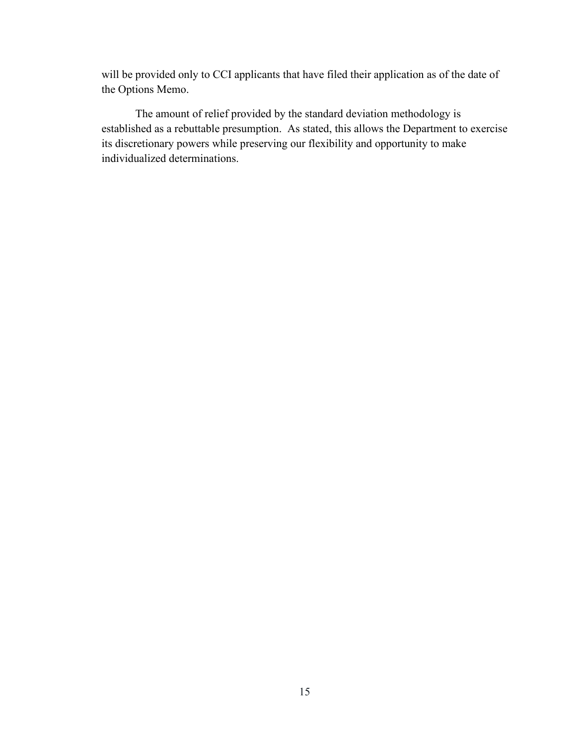will be provided only to CCI applicants that have filed their application as of the date of the Options Memo.

The amount of relief provided by the standard deviation methodology is established as a rebuttable presumption. As stated, this allows the Department to exercise its discretionary powers while preserving our flexibility and opportunity to make individualized determinations.